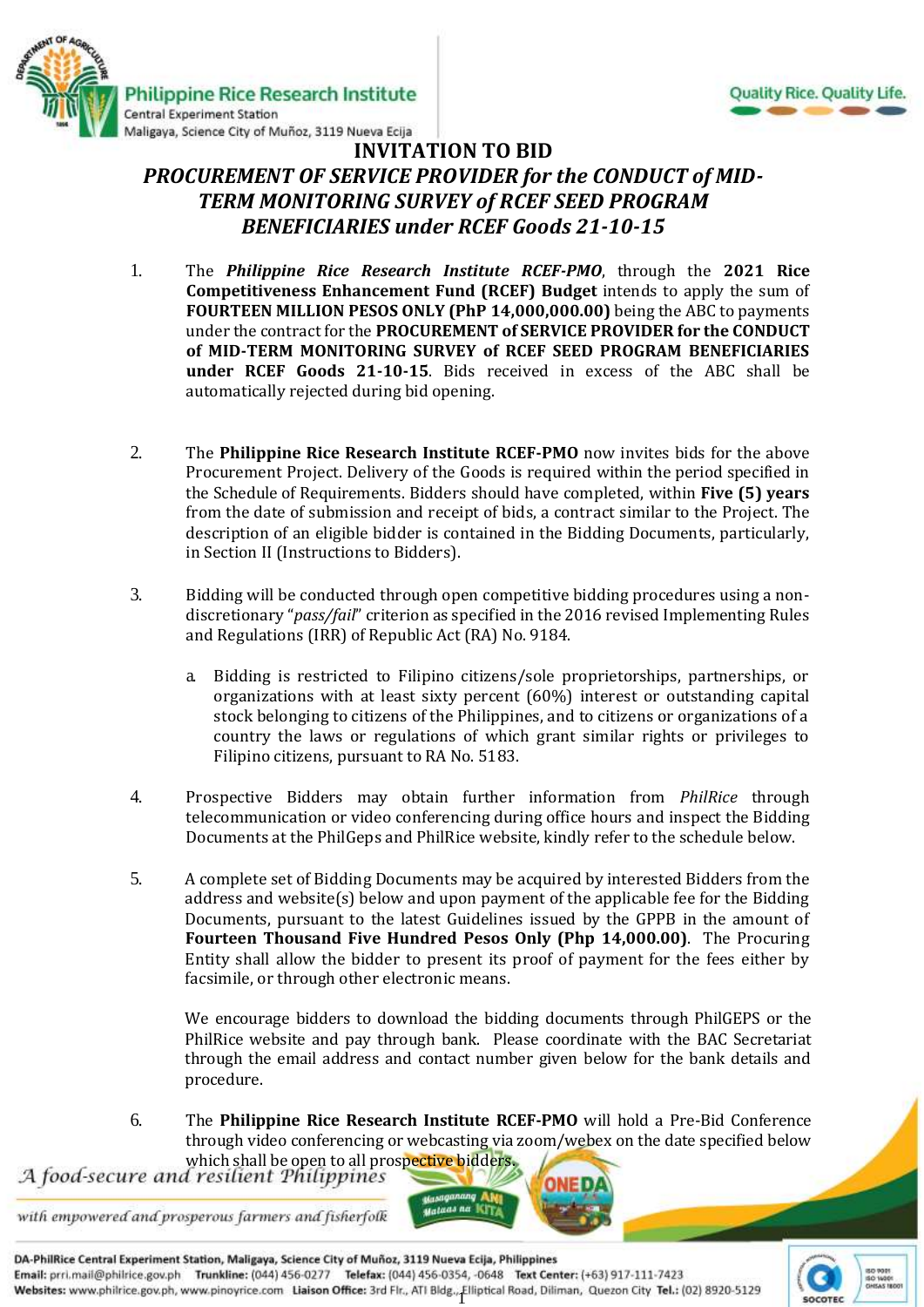# INVITATION TO BID

## *PROCUREMENT OF SERVICE PROVIDER for the CONDUCT of MID-TERM MONITORING SURVEY of RCEF SEED PROGRAM BENEFICIARIES under RCEF Goods 21-10-15*

1. The ***Philippine Rice Research Institute RCEF-PMO***, through the **2021 Rice Competitiveness Enhancement Fund (RCEF) Budget** intends to apply the sum of **FOURTEEN MILLION PESOS ONLY (PhP 14,000,000.00)** being the ABC to payments under the contract for the **PROCUREMENT of SERVICE PROVIDER for the CONDUCT of MID-TERM MONITORING SURVEY of RCEF SEED PROGRAM BENEFICIARIES under RCEF Goods 21-10-15**. Bids received in excess of the ABC shall be automatically rejected during bid opening.

2. The **Philippine Rice Research Institute RCEF-PMO** now invites bids for the above Procurement Project. Delivery of the Goods is required within the period specified in the Schedule of Requirements. Bidders should have completed, within **Five (5) years** from the date of submission and receipt of bids, a contract similar to the Project. The description of an eligible bidder is contained in the Bidding Documents, particularly, in Section II (Instructions to Bidders).

3. Bidding will be conducted through open competitive bidding procedures using a non-discretionary "*pass/fail*" criterion as specified in the 2016 revised Implementing Rules and Regulations (IRR) of Republic Act (RA) No. 9184.

   a. Bidding is restricted to Filipino citizens/sole proprietorships, partnerships, or organizations with at least sixty percent (60%) interest or outstanding capital stock belonging to citizens of the Philippines, and to citizens or organizations of a country the laws or regulations of which grant similar rights or privileges to Filipino citizens, pursuant to RA No. 5183.

4. Prospective Bidders may obtain further information from *PhilRice* through telecommunication or video conferencing during office hours and inspect the Bidding Documents at the PhilGeps and PhilRice website, kindly refer to the schedule below.

5. A complete set of Bidding Documents may be acquired by interested Bidders from the address and website(s) below and upon payment of the applicable fee for the Bidding Documents, pursuant to the latest Guidelines issued by the GPPB in the amount of **Fourteen Thousand Five Hundred Pesos Only (Php 14,000.00)**. The Procuring Entity shall allow the bidder to present its proof of payment for the fees either by facsimile, or through other electronic means.

   We encourage bidders to download the bidding documents through PhilGEPS or the PhilRice website and pay through bank. Please coordinate with the BAC Secretariat through the email address and contact number given below for the bank details and procedure.

6. The **Philippine Rice Research Institute RCEF-PMO** will hold a Pre-Bid Conference through video conferencing or webcasting via zoom/webex on the date specified below which shall be open to all prospective bidders.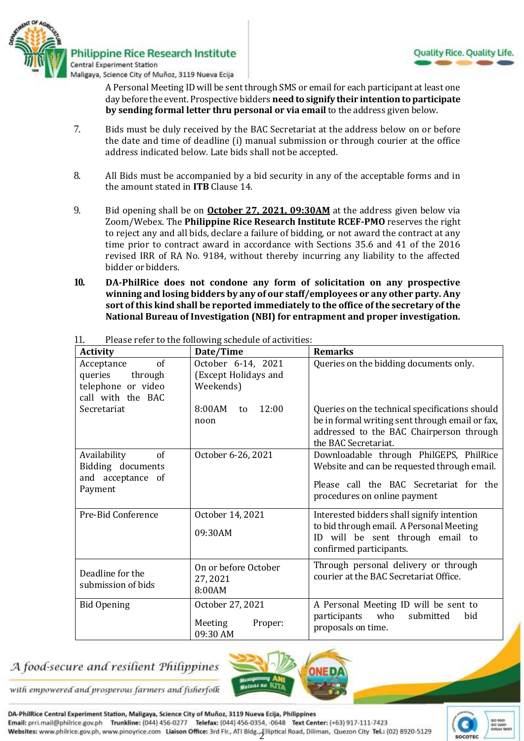A Personal Meeting ID will be sent through SMS or email for each participant at least one day before the event. Prospective bidders **need to signify their intention to participate by sending formal letter thru personal or via email** to the address given below.

7. Bids must be duly received by the BAC Secretariat at the address below on or before the date and time of deadline (i) manual submission or through courier at the office address indicated below. Late bids shall not be accepted.

8. All Bids must be accompanied by a bid security in any of the acceptable forms and in the amount stated in **ITB** Clause 14.

9. Bid opening shall be on **October 27, 2021, 09:30AM** at the address given below via Zoom/Webex. The **Philippine Rice Research Institute RCEF-PMO** reserves the right to reject any and all bids, declare a failure of bidding, or not award the contract at any time prior to contract award in accordance with Sections 35.6 and 41 of the 2016 revised IRR of RA No. 9184, without thereby incurring any liability to the affected bidder or bidders.

10. **DA-PhilRice does not condone any form of solicitation on any prospective winning and losing bidders by any of our staff/employees or any other party. Any sort of this kind shall be reported immediately to the office of the secretary of the National Bureau of Investigation (NBI) for entrapment and proper investigation.**

11. Please refer to the following schedule of activities:

| Activity | Date/Time | Remarks |
|---|---|---|
| Acceptance of queries through telephone or video call with the BAC Secretariat | October 6-14, 2021 (Except Holidays and Weekends)<br><br>8:00AM to 12:00 noon | Queries on the bidding documents only.<br><br>Queries on the technical specifications should be in formal writing sent through email or fax, addressed to the BAC Chairperson through the BAC Secretariat. |
| Availability of Bidding documents and acceptance of Payment | October 6-26, 2021 | Downloadable through PhilGEPS, PhilRice Website and can be requested through email.<br><br>Please call the BAC Secretariat for the procedures on online payment |
| Pre-Bid Conference | October 14, 2021<br><br>09:30AM | Interested bidders shall signify intention to bid through email. A Personal Meeting ID will be sent through email to confirmed participants. |
| Deadline for the submission of bids | On or before October 27, 2021 8:00AM | Through personal delivery or through courier at the BAC Secretariat Office. |
| Bid Opening | October 27, 2021<br><br>Meeting Proper: 09:30 AM | A Personal Meeting ID will be sent to participants who submitted bid proposals on time. |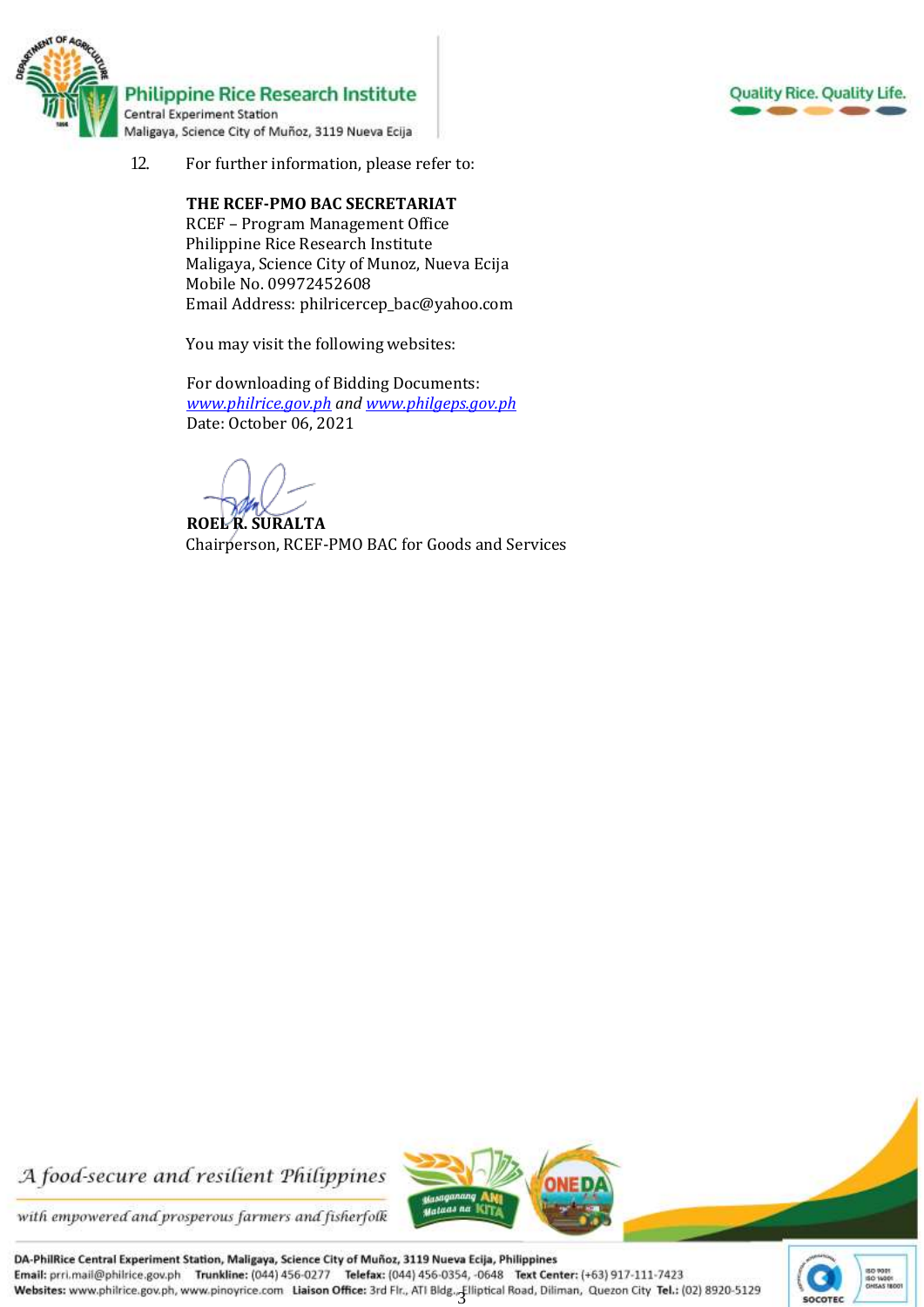12. For further information, please refer to:

**THE RCEF-PMO BAC SECRETARIAT**
RCEF – Program Management Office
Philippine Rice Research Institute
Maligaya, Science City of Munoz, Nueva Ecija
Mobile No. 09972452608
Email Address: philricercep_bac@yahoo.com

You may visit the following websites:

For downloading of Bidding Documents:
*www.philrice.gov.ph and www.philgeps.gov.ph*
Date: October 06, 2021

**ROEL R. SURALTA**
Chairperson, RCEF-PMO BAC for Goods and Services